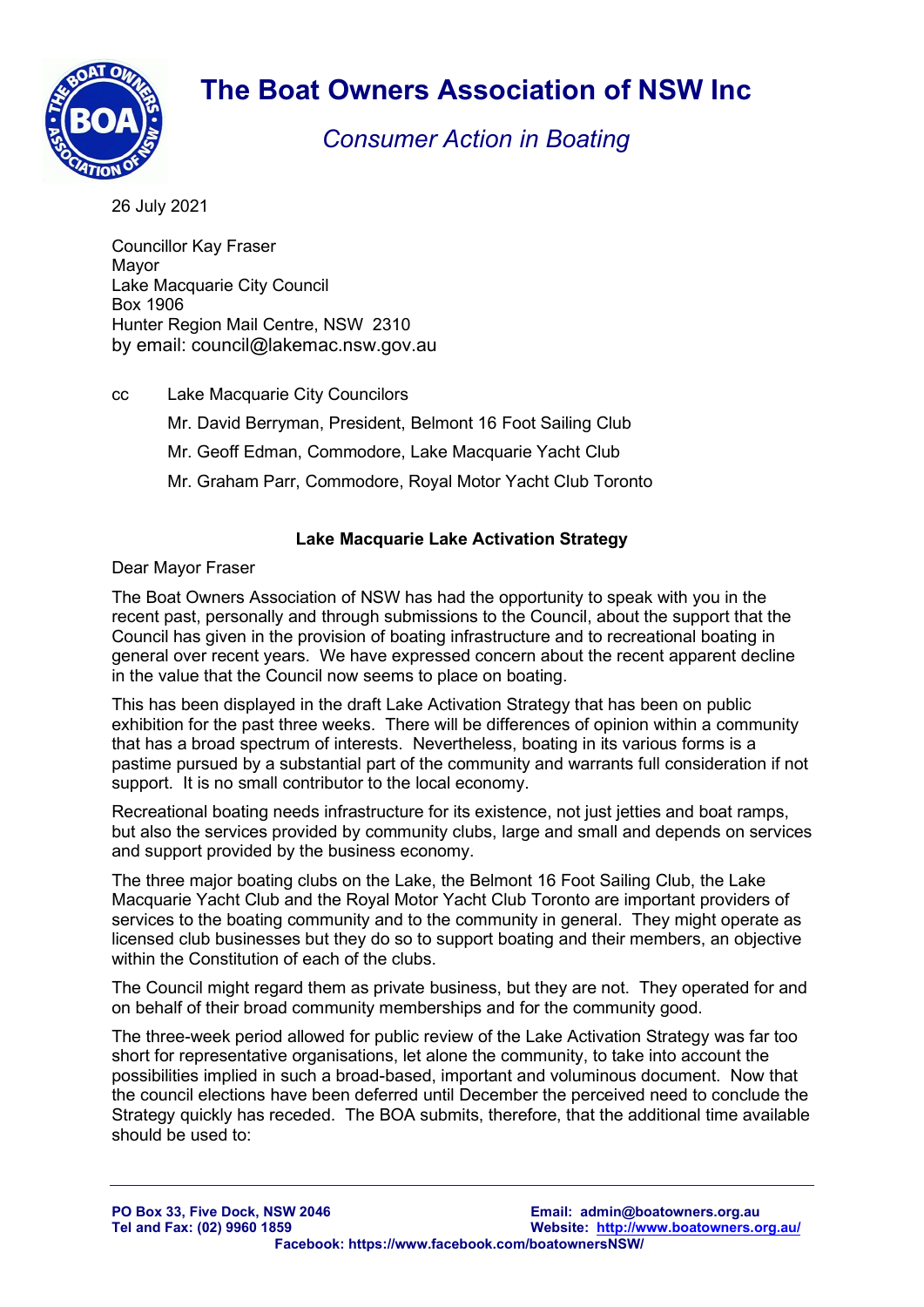# The Boat Owners Association of NSW Inc

*Consumer Action in Boating*

26 July 2021

Councillor Kay Fraser
Mayor
Lake Macquarie City Council
Box 1906
Hunter Region Mail Centre, NSW 2310
by email: council@lakemac.nsw.gov.au

cc Lake Macquarie City Councilors

Mr. David Berryman, President, Belmont 16 Foot Sailing Club

Mr. Geoff Edman, Commodore, Lake Macquarie Yacht Club

Mr. Graham Parr, Commodore, Royal Motor Yacht Club Toronto

**Lake Macquarie Lake Activation Strategy**

Dear Mayor Fraser

The Boat Owners Association of NSW has had the opportunity to speak with you in the recent past, personally and through submissions to the Council, about the support that the Council has given in the provision of boating infrastructure and to recreational boating in general over recent years. We have expressed concern about the recent apparent decline in the value that the Council now seems to place on boating.

This has been displayed in the draft Lake Activation Strategy that has been on public exhibition for the past three weeks. There will be differences of opinion within a community that has a broad spectrum of interests. Nevertheless, boating in its various forms is a pastime pursued by a substantial part of the community and warrants full consideration if not support. It is no small contributor to the local economy.

Recreational boating needs infrastructure for its existence, not just jetties and boat ramps, but also the services provided by community clubs, large and small and depends on services and support provided by the business economy.

The three major boating clubs on the Lake, the Belmont 16 Foot Sailing Club, the Lake Macquarie Yacht Club and the Royal Motor Yacht Club Toronto are important providers of services to the boating community and to the community in general. They might operate as licensed club businesses but they do so to support boating and their members, an objective within the Constitution of each of the clubs.

The Council might regard them as private business, but they are not. They operated for and on behalf of their broad community memberships and for the community good.

The three-week period allowed for public review of the Lake Activation Strategy was far too short for representative organisations, let alone the community, to take into account the possibilities implied in such a broad-based, important and voluminous document. Now that the council elections have been deferred until December the perceived need to conclude the Strategy quickly has receded. The BOA submits, therefore, that the additional time available should be used to:

**PO Box 33, Five Dock, NSW 2046**
**Tel and Fax: (02) 9960 1859**
**Email: admin@boatowners.org.au**
**Website: http://www.boatowners.org.au/**
**Facebook: https://www.facebook.com/boatownersNSW/**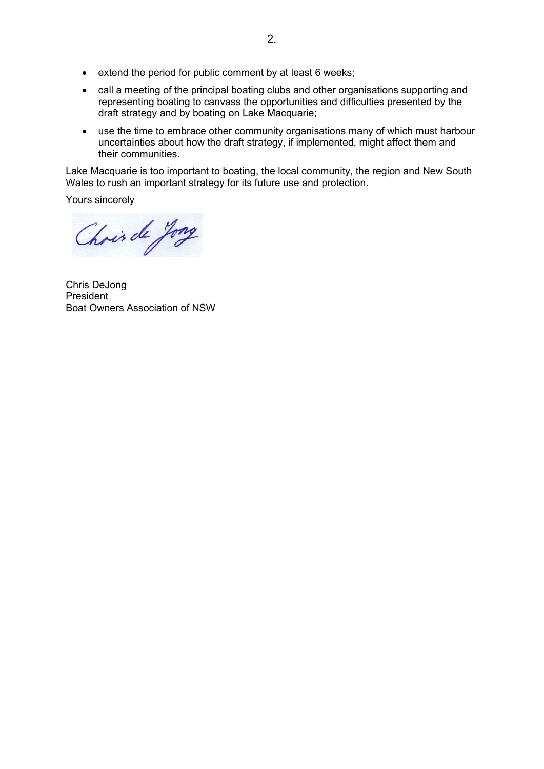- extend the period for public comment by at least 6 weeks;
- call a meeting of the principal boating clubs and other organisations supporting and representing boating to canvass the opportunities and difficulties presented by the draft strategy and by boating on Lake Macquarie;
- use the time to embrace other community organisations many of which must harbour uncertainties about how the draft strategy, if implemented, might affect them and their communities.

Lake Macquarie is too important to boating, the local community, the region and New South Wales to rush an important strategy for its future use and protection.

Yours sincerely

Chris de Jong

Chris DeJong
President
Boat Owners Association of NSW